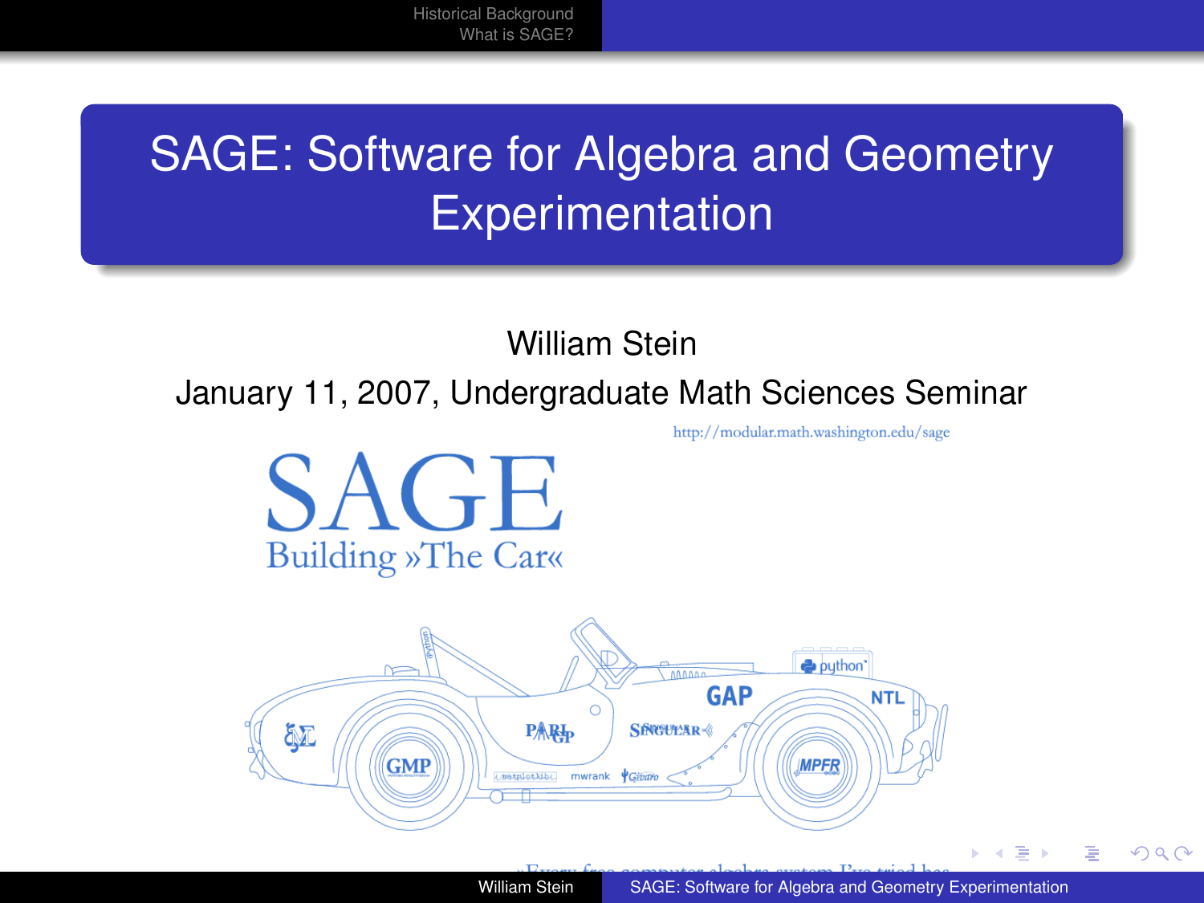# SAGE: Software for Algebra and Geometry Experimentation

William Stein

January 11, 2007, Undergraduate Math Sciences Seminar

http://modular.math.washington.edu/sage

SAGE

Building »The Car«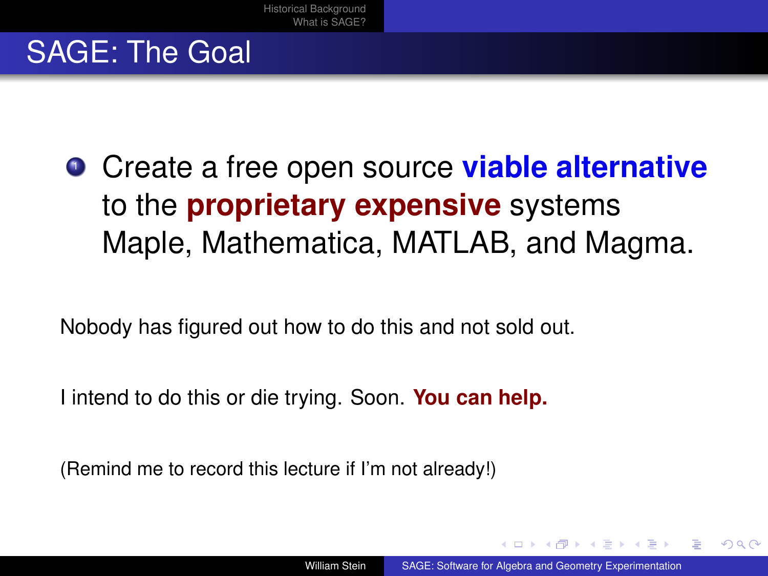# SAGE: The Goal

1. Create a free open source **viable alternative** to the **proprietary expensive** systems Maple, Mathematica, MATLAB, and Magma.

Nobody has figured out how to do this and not sold out.

I intend to do this or die trying. Soon. **You can help.**

(Remind me to record this lecture if I'm not already!)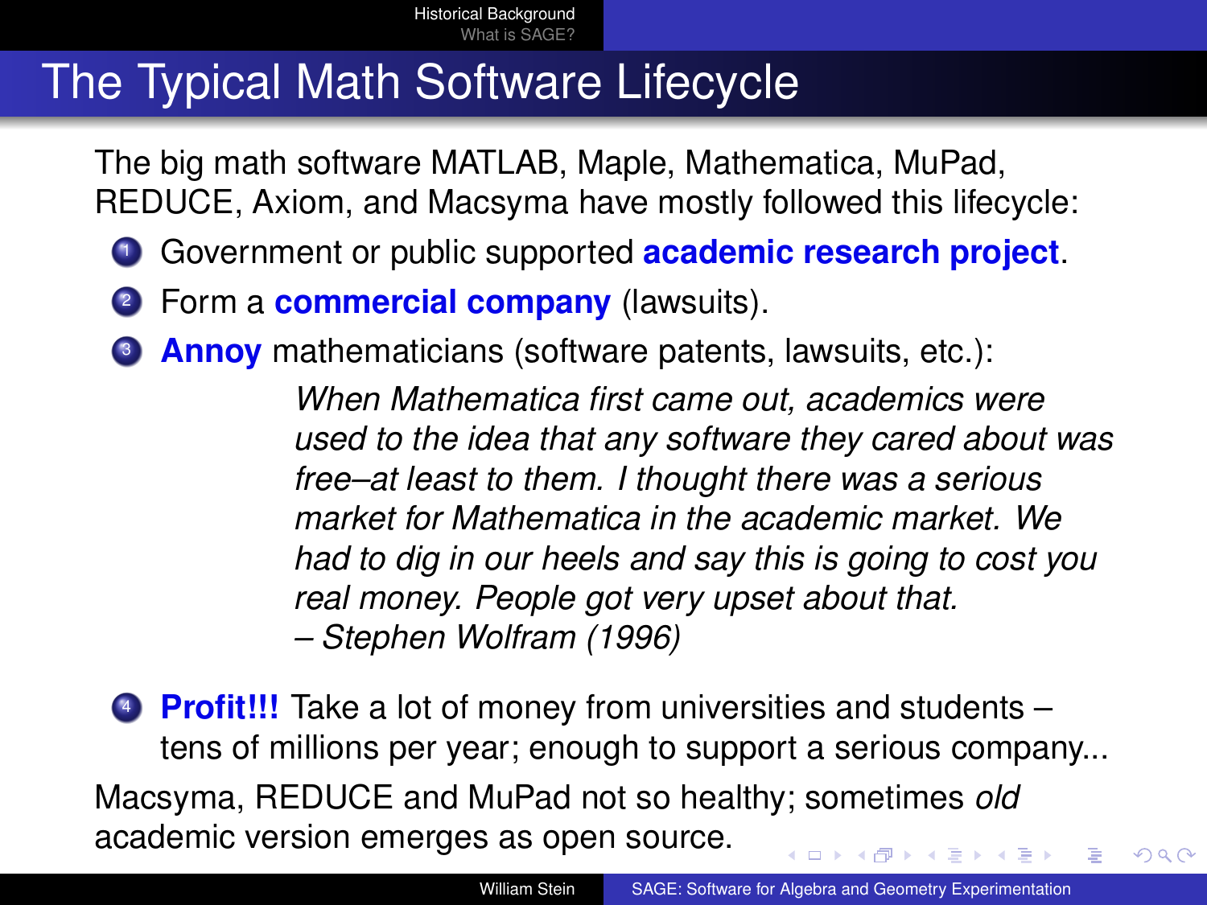# The Typical Math Software Lifecycle

The big math software MATLAB, Maple, Mathematica, MuPad, REDUCE, Axiom, and Macsyma have mostly followed this lifecycle:

1. Government or public supported **academic research project**.
2. Form a **commercial company** (lawsuits).
3. **Annoy** mathematicians (software patents, lawsuits, etc.):

   > *When Mathematica first came out, academics were used to the idea that any software they cared about was free–at least to them. I thought there was a serious market for Mathematica in the academic market. We had to dig in our heels and say this is going to cost you real money. People got very upset about that.*
   > *– Stephen Wolfram (1996)*

4. **Profit!!!** Take a lot of money from universities and students – tens of millions per year; enough to support a serious company...

Macsyma, REDUCE and MuPad not so healthy; sometimes *old* academic version emerges as open source.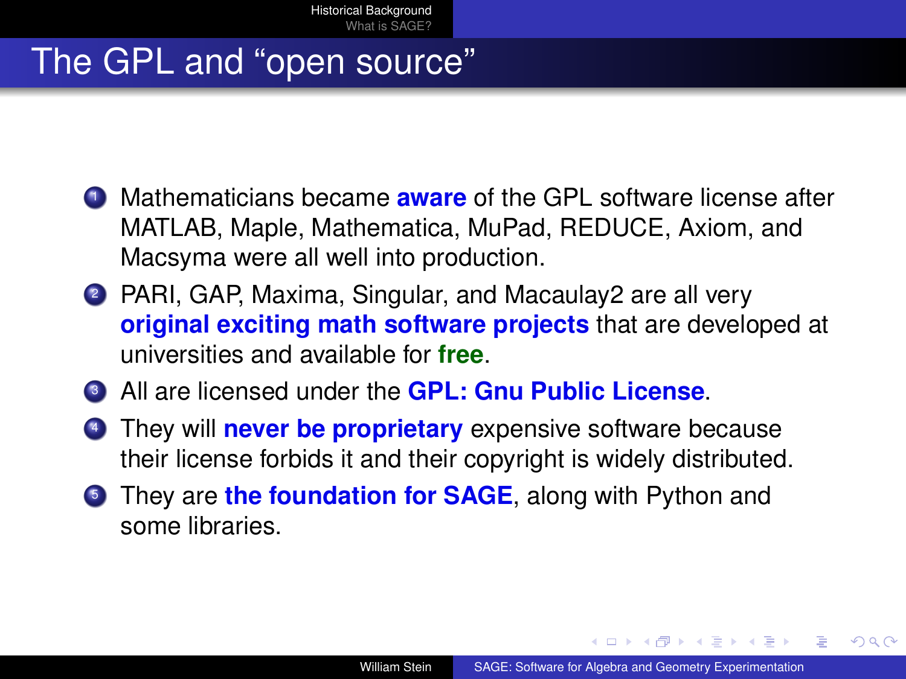# The GPL and "open source"

1. Mathematicians became **aware** of the GPL software license after MATLAB, Maple, Mathematica, MuPad, REDUCE, Axiom, and Macsyma were all well into production.
2. PARI, GAP, Maxima, Singular, and Macaulay2 are all very **original exciting math software projects** that are developed at universities and available for **free**.
3. All are licensed under the **GPL: Gnu Public License**.
4. They will **never be proprietary** expensive software because their license forbids it and their copyright is widely distributed.
5. They are **the foundation for SAGE**, along with Python and some libraries.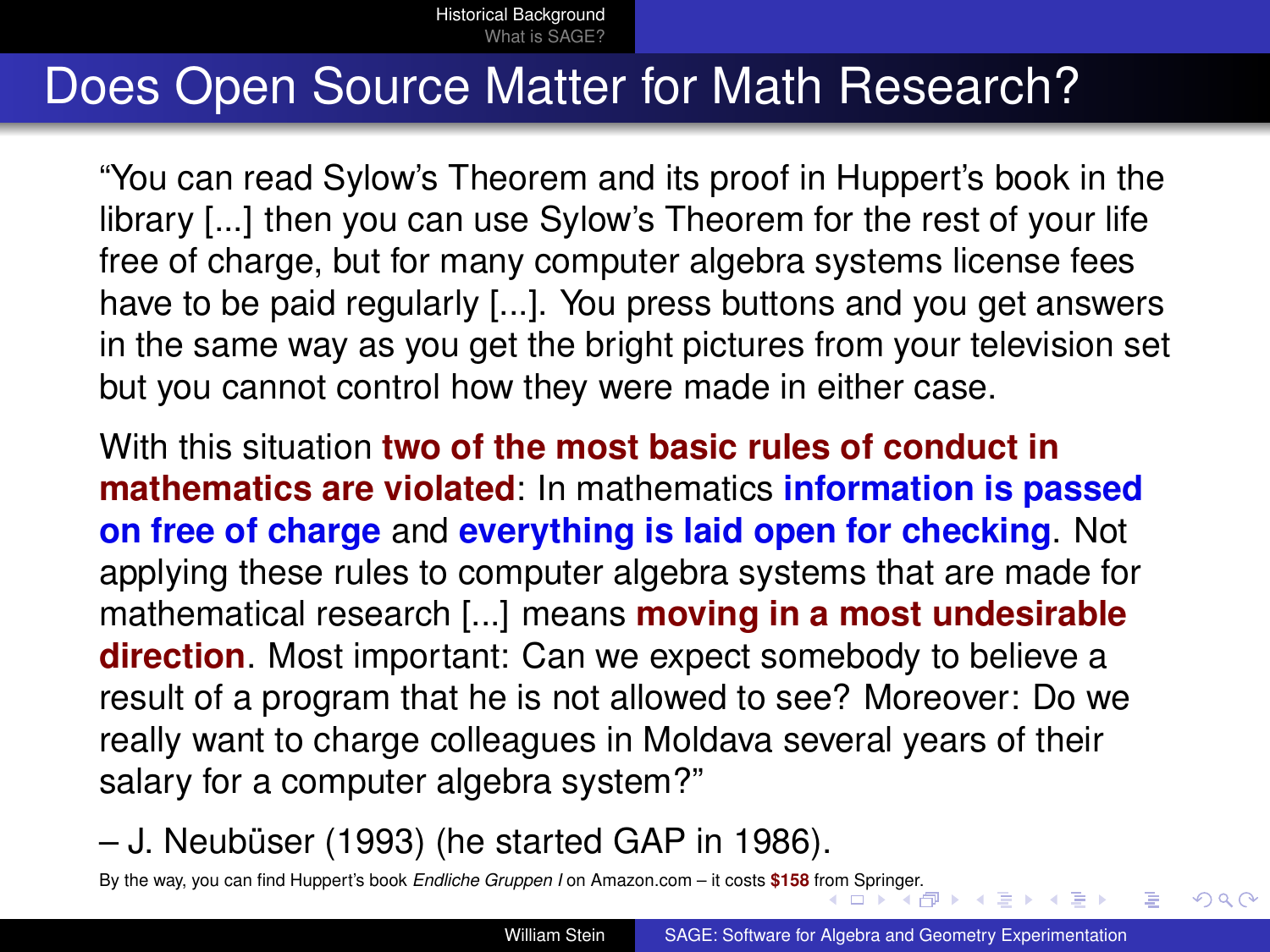# Does Open Source Matter for Math Research?

"You can read Sylow's Theorem and its proof in Huppert's book in the library [...] then you can use Sylow's Theorem for the rest of your life free of charge, but for many computer algebra systems license fees have to be paid regularly [...]. You press buttons and you get answers in the same way as you get the bright pictures from your television set but you cannot control how they were made in either case.

With this situation **two of the most basic rules of conduct in mathematics are violated**: In mathematics **information is passed on free of charge** and **everything is laid open for checking**. Not applying these rules to computer algebra systems that are made for mathematical research [...] means **moving in a most undesirable direction**. Most important: Can we expect somebody to believe a result of a program that he is not allowed to see? Moreover: Do we really want to charge colleagues in Moldava several years of their salary for a computer algebra system?"

– J. Neubüser (1993) (he started GAP in 1986).

By the way, you can find Huppert's book *Endliche Gruppen I* on Amazon.com – it costs **$158** from Springer.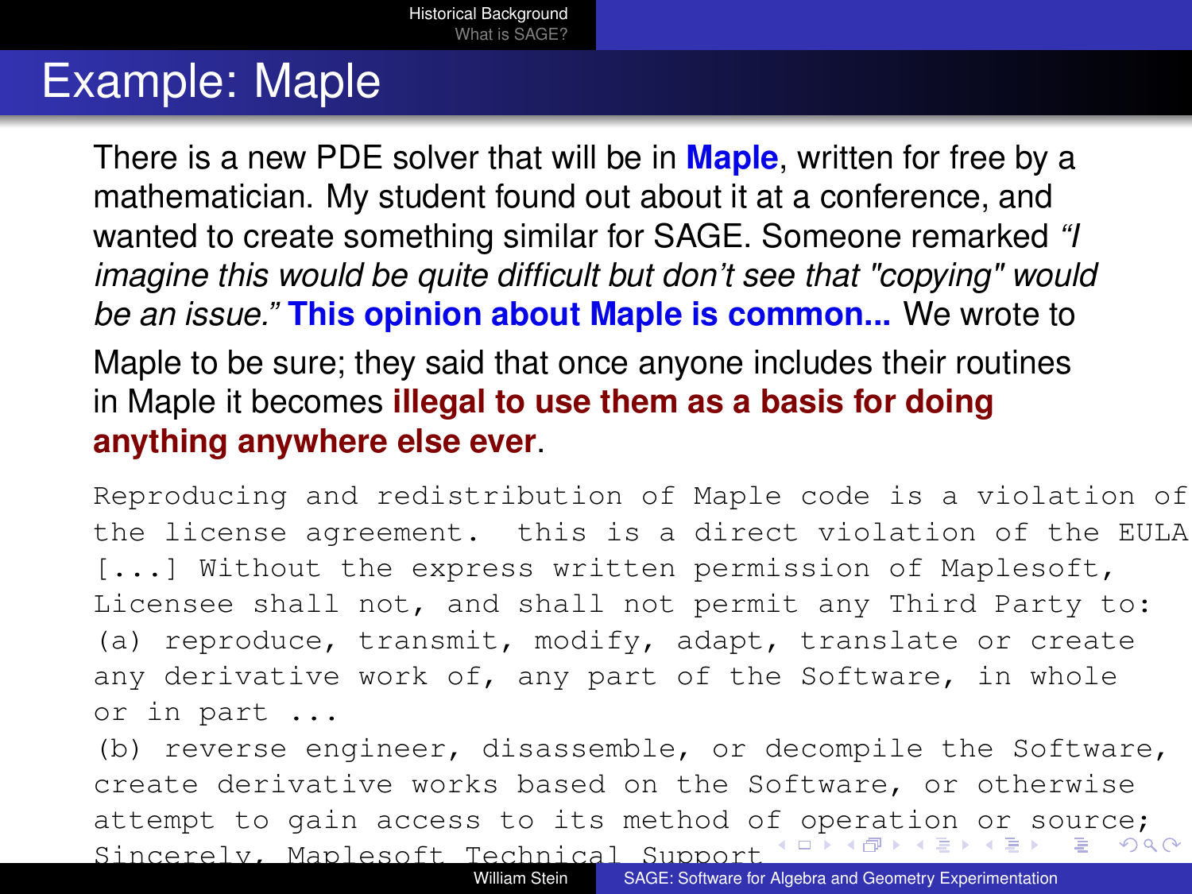# Example: Maple

There is a new PDE solver that will be in **Maple**, written for free by a mathematician. My student found out about it at a conference, and wanted to create something similar for SAGE. Someone remarked *"I imagine this would be quite difficult but don't see that "copying" would be an issue."* **This opinion about Maple is common...** We wrote to Maple to be sure; they said that once anyone includes their routines in Maple it becomes **illegal to use them as a basis for doing anything anywhere else ever**.

```
Reproducing and redistribution of Maple code is a violation of
the license agreement.  this is a direct violation of the EULA
[...] Without the express written permission of Maplesoft,
Licensee shall not, and shall not permit any Third Party to:
(a) reproduce, transmit, modify, adapt, translate or create
any derivative work of, any part of the Software, in whole
or in part ...
(b) reverse engineer, disassemble, or decompile the Software,
create derivative works based on the Software, or otherwise
attempt to gain access to its method of operation or source;
Sincerely, Maplesoft Technical Support
```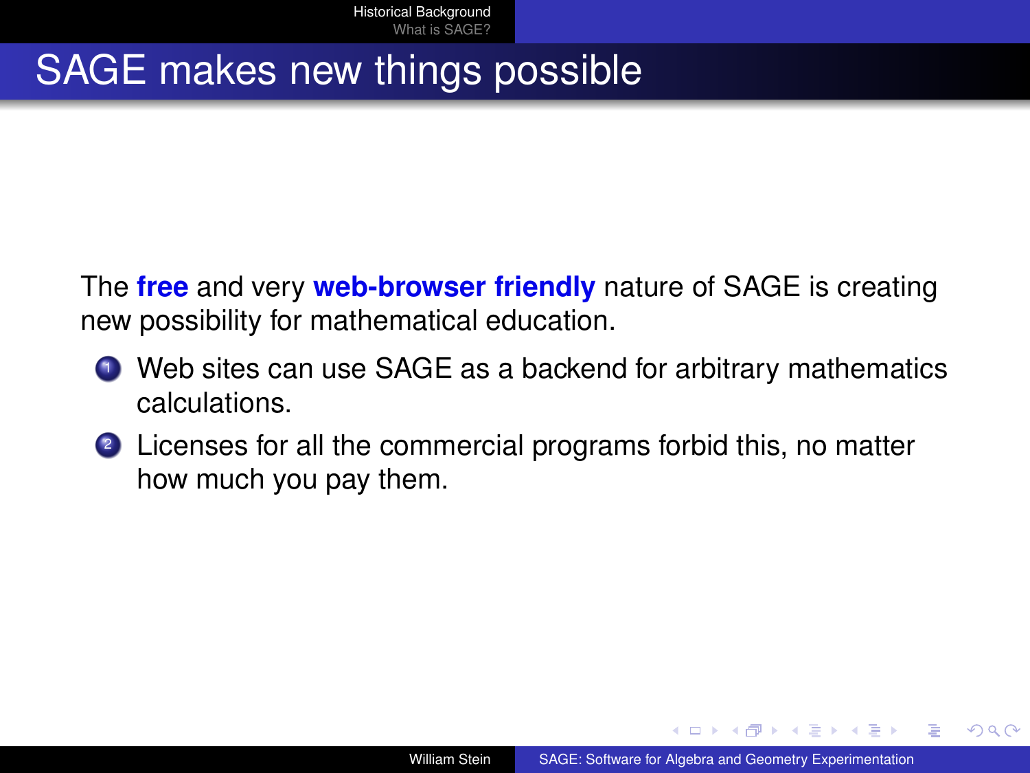# SAGE makes new things possible

The **free** and very **web-browser friendly** nature of SAGE is creating new possibility for mathematical education.

1. Web sites can use SAGE as a backend for arbitrary mathematics calculations.
2. Licenses for all the commercial programs forbid this, no matter how much you pay them.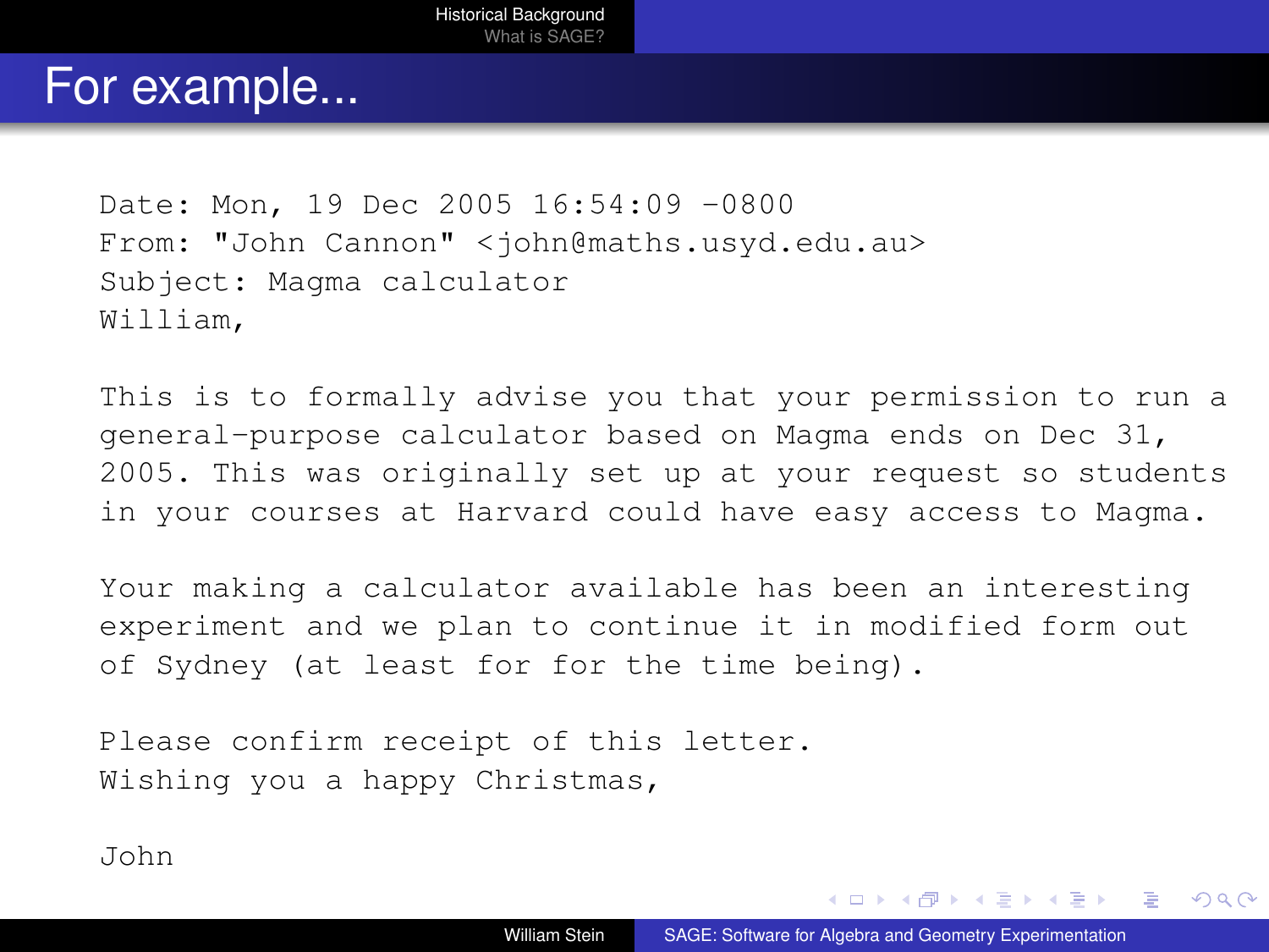# For example...

```
Date: Mon, 19 Dec 2005 16:54:09 -0800
From: "John Cannon" <john@maths.usyd.edu.au>
Subject: Magma calculator
William,

This is to formally advise you that your permission to run a
general-purpose calculator based on Magma ends on Dec 31,
2005. This was originally set up at your request so students
in your courses at Harvard could have easy access to Magma.

Your making a calculator available has been an interesting
experiment and we plan to continue it in modified form out
of Sydney (at least for for the time being).

Please confirm receipt of this letter.
Wishing you a happy Christmas,

John
```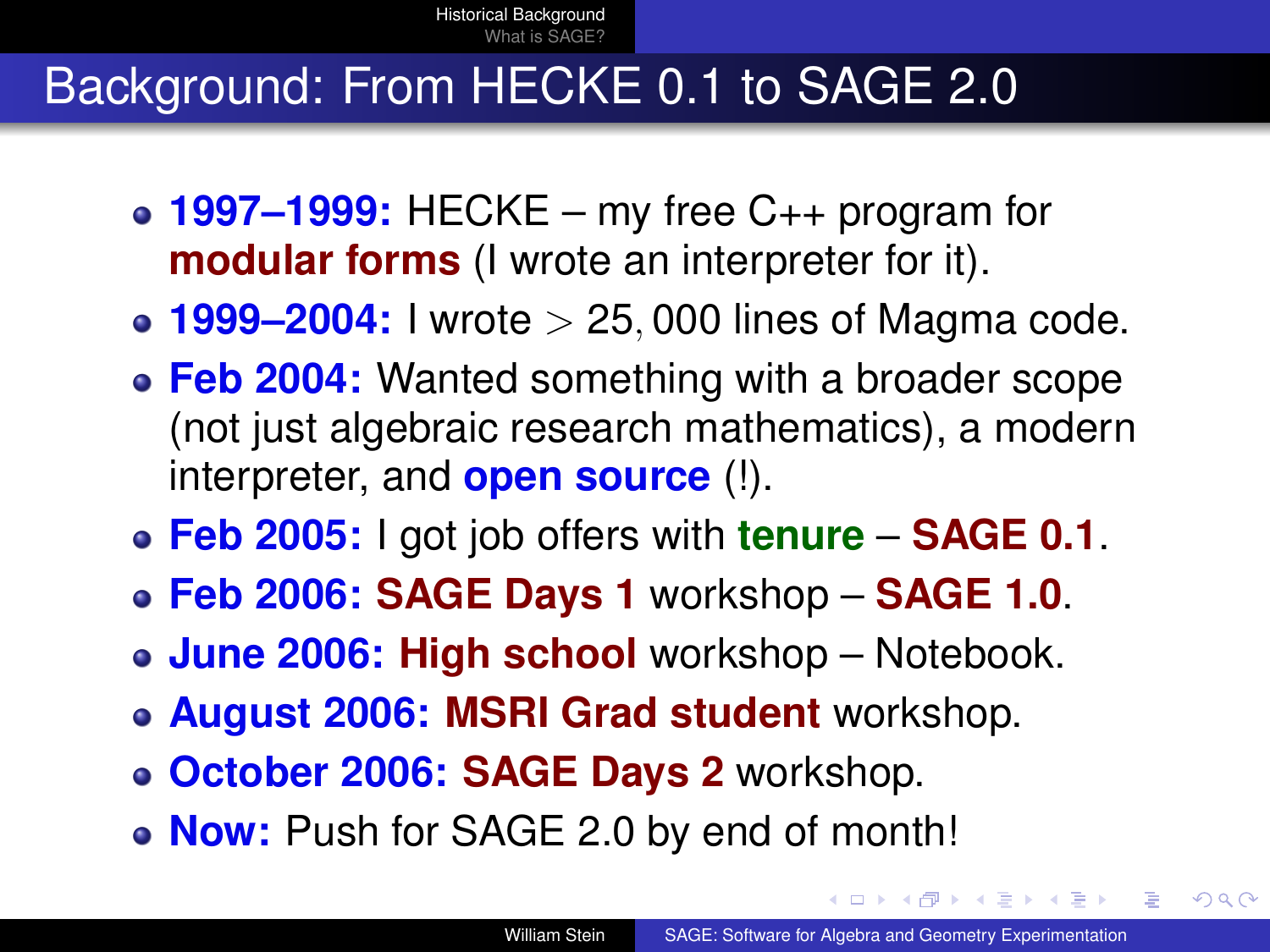# Background: From HECKE 0.1 to SAGE 2.0

- **1997–1999:** HECKE – my free C++ program for **modular forms** (I wrote an interpreter for it).
- **1999–2004:** I wrote $> 25,000$ lines of Magma code.
- **Feb 2004:** Wanted something with a broader scope (not just algebraic research mathematics), a modern interpreter, and **open source** (!).
- **Feb 2005:** I got job offers with **tenure** – **SAGE 0.1**.
- **Feb 2006:** **SAGE Days 1** workshop – **SAGE 1.0**.
- **June 2006:** **High school** workshop – Notebook.
- **August 2006:** **MSRI Grad student** workshop.
- **October 2006:** **SAGE Days 2** workshop.
- **Now:** Push for SAGE 2.0 by end of month!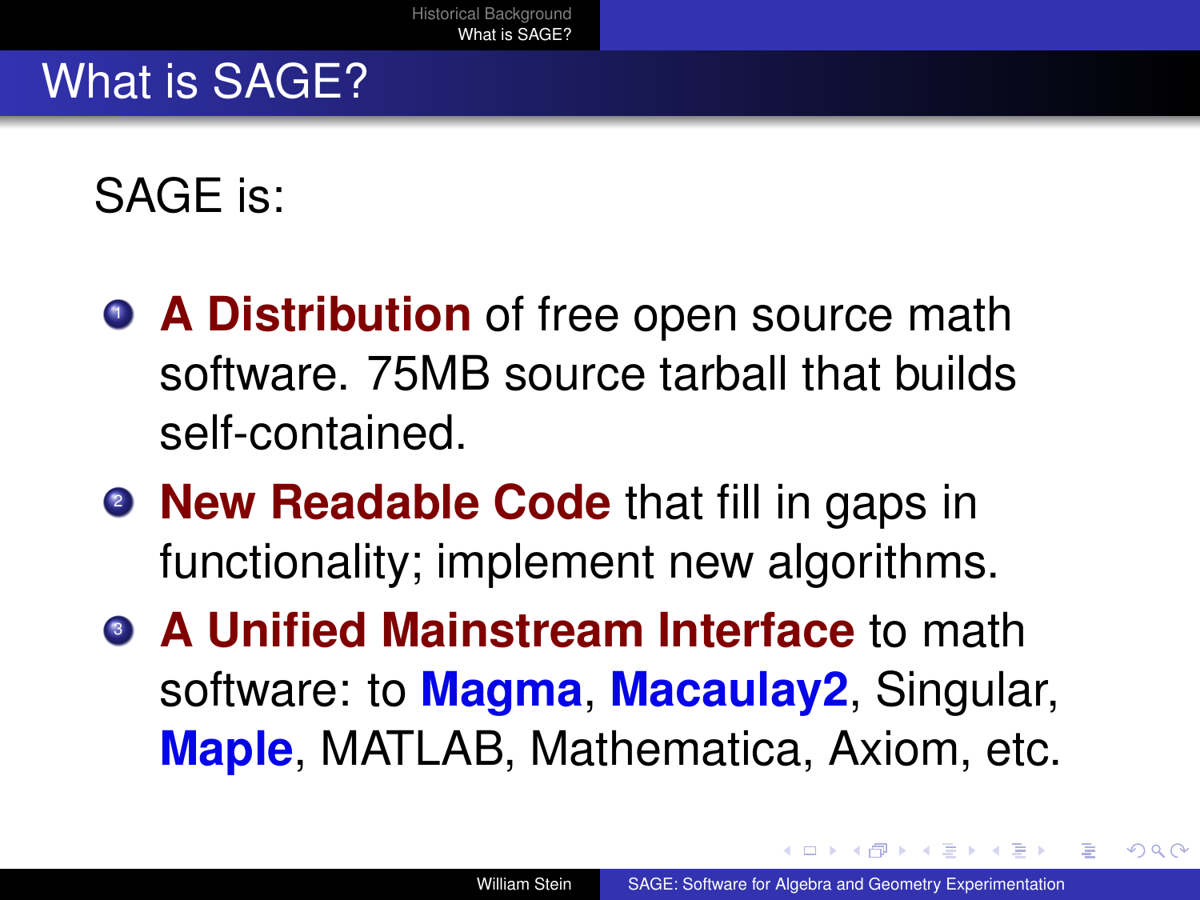# What is SAGE?

SAGE is:

1. **A Distribution** of free open source math software. 75MB source tarball that builds self-contained.
2. **New Readable Code** that fill in gaps in functionality; implement new algorithms.
3. **A Unified Mainstream Interface** to math software: to **Magma**, **Macaulay2**, Singular, **Maple**, MATLAB, Mathematica, Axiom, etc.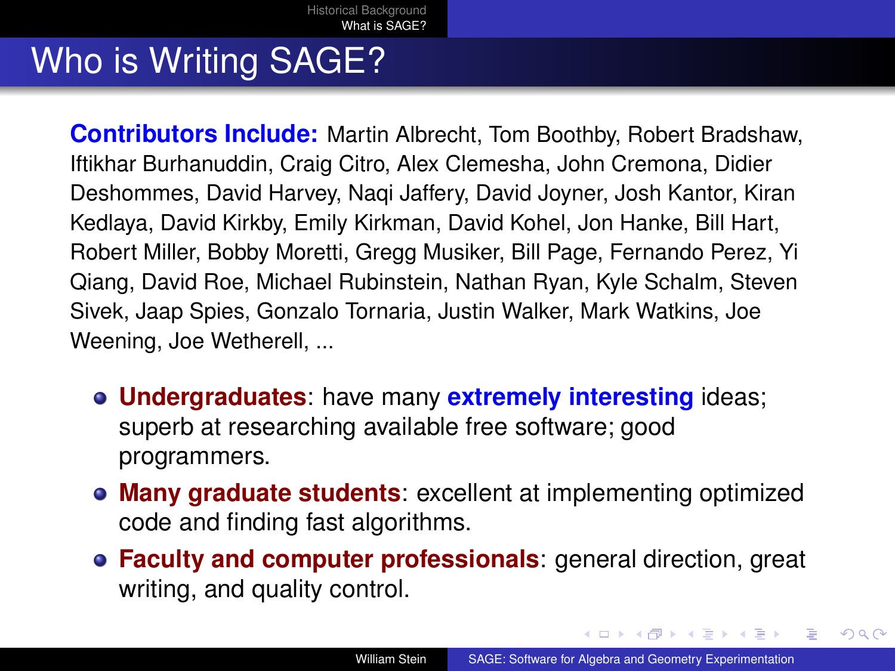# Who is Writing SAGE?

**Contributors Include:** Martin Albrecht, Tom Boothby, Robert Bradshaw, Iftikhar Burhanuddin, Craig Citro, Alex Clemesha, John Cremona, Didier Deshommes, David Harvey, Naqi Jaffery, David Joyner, Josh Kantor, Kiran Kedlaya, David Kirkby, Emily Kirkman, David Kohel, Jon Hanke, Bill Hart, Robert Miller, Bobby Moretti, Gregg Musiker, Bill Page, Fernando Perez, Yi Qiang, David Roe, Michael Rubinstein, Nathan Ryan, Kyle Schalm, Steven Sivek, Jaap Spies, Gonzalo Tornaria, Justin Walker, Mark Watkins, Joe Weening, Joe Wetherell, ...

- **Undergraduates**: have many **extremely interesting** ideas; superb at researching available free software; good programmers.
- **Many graduate students**: excellent at implementing optimized code and finding fast algorithms.
- **Faculty and computer professionals**: general direction, great writing, and quality control.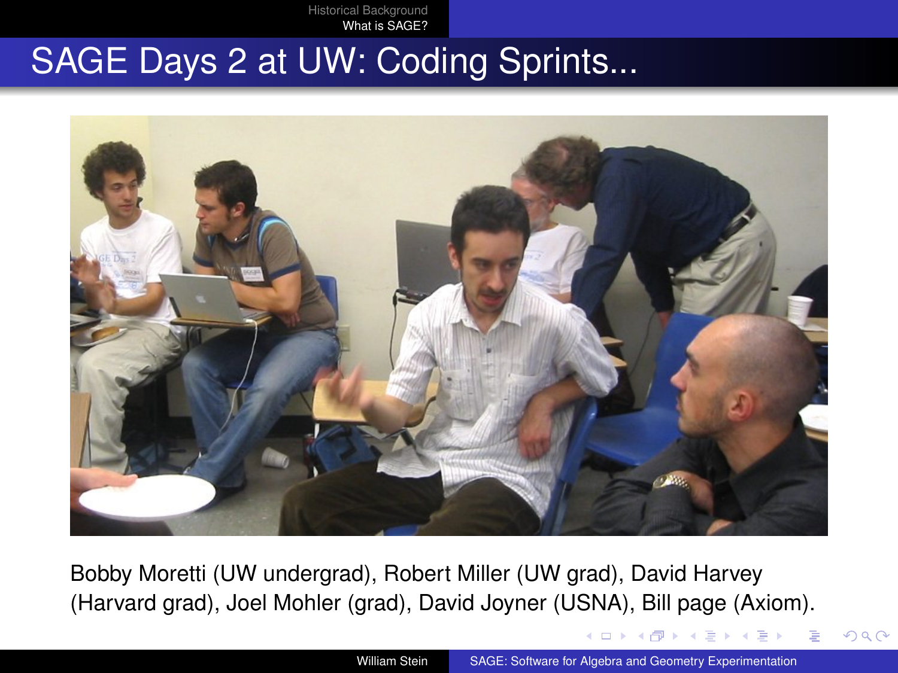# SAGE Days 2 at UW: Coding Sprints...

Bobby Moretti (UW undergrad), Robert Miller (UW grad), David Harvey (Harvard grad), Joel Mohler (grad), David Joyner (USNA), Bill page (Axiom).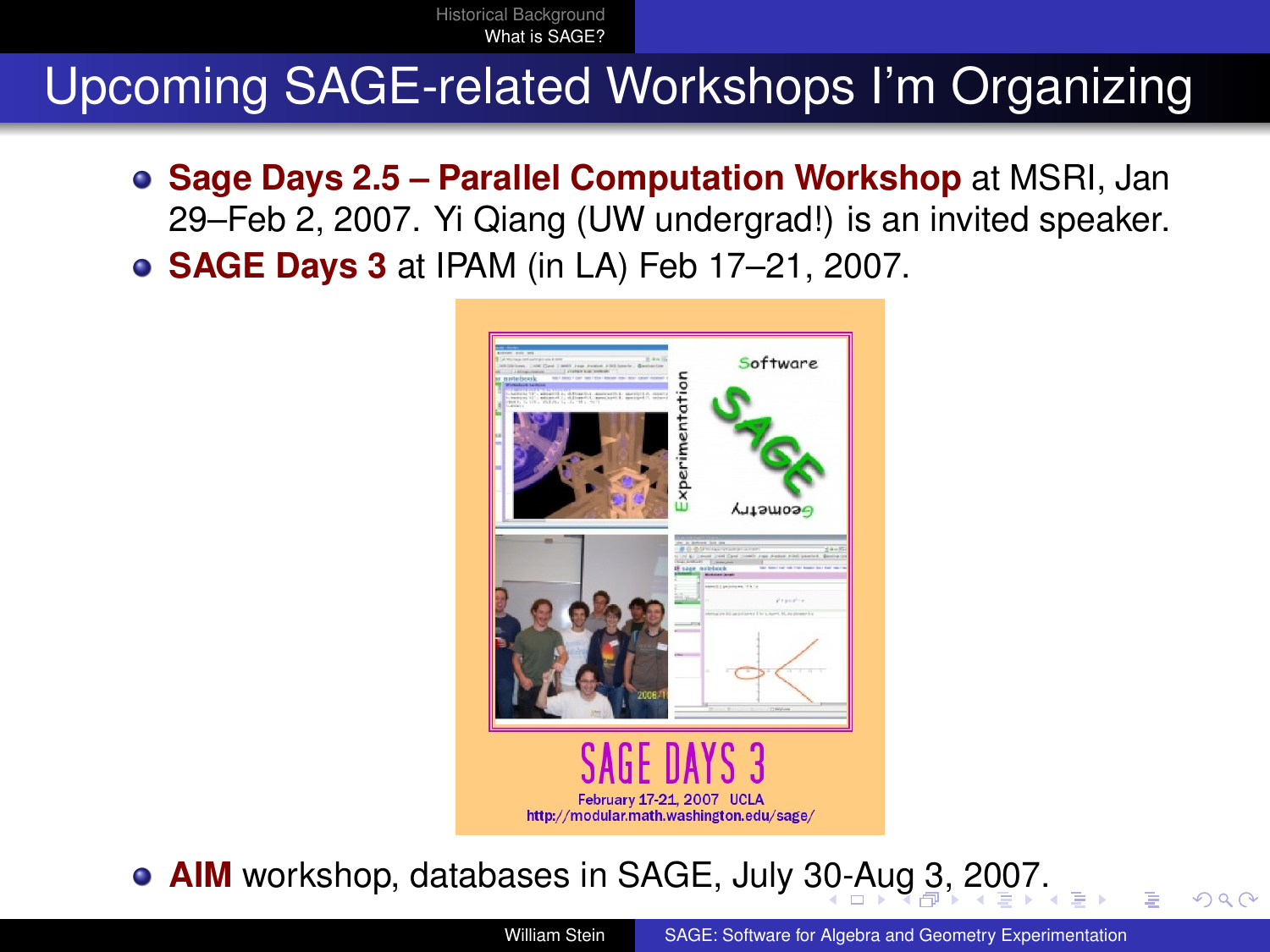# Upcoming SAGE-related Workshops I'm Organizing

- **Sage Days 2.5 – Parallel Computation Workshop** at MSRI, Jan 29–Feb 2, 2007. Yi Qiang (UW undergrad!) is an invited speaker.
- **SAGE Days 3** at IPAM (in LA) Feb 17–21, 2007.

SAGE DAYS 3

February 17-21, 2007 UCLA

http://modular.math.washington.edu/sage/

- **AIM** workshop, databases in SAGE, July 30-Aug 3, 2007.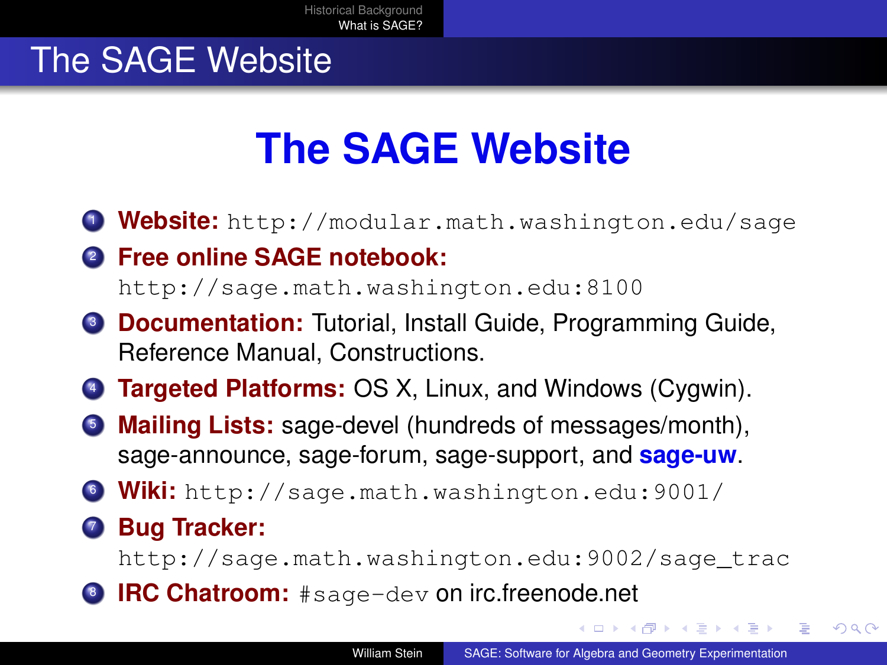# The SAGE Website

## The SAGE Website

1. **Website:** `http://modular.math.washington.edu/sage`
2. **Free online SAGE notebook:** `http://sage.math.washington.edu:8100`
3. **Documentation:** Tutorial, Install Guide, Programming Guide, Reference Manual, Constructions.
4. **Targeted Platforms:** OS X, Linux, and Windows (Cygwin).
5. **Mailing Lists:** sage-devel (hundreds of messages/month), sage-announce, sage-forum, sage-support, and **sage-uw**.
6. **Wiki:** `http://sage.math.washington.edu:9001/`
7. **Bug Tracker:** `http://sage.math.washington.edu:9002/sage_trac`
8. **IRC Chatroom:** `#sage-dev` on irc.freenode.net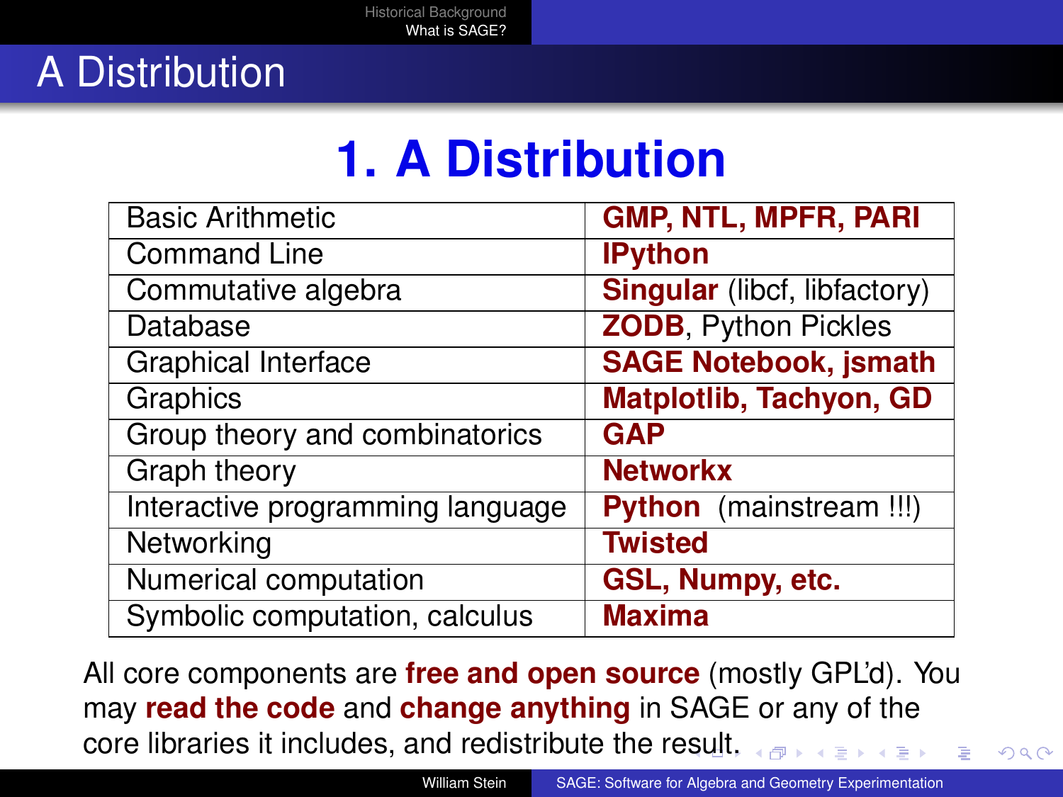# A Distribution

## 1. A Distribution

| | |
|---|---|
| Basic Arithmetic | **GMP, NTL, MPFR, PARI** |
| Command Line | **IPython** |
| Commutative algebra | **Singular** (libcf, libfactory) |
| Database | **ZODB**, Python Pickles |
| Graphical Interface | **SAGE Notebook, jsmath** |
| Graphics | **Matplotlib, Tachyon, GD** |
| Group theory and combinatorics | **GAP** |
| Graph theory | **Networkx** |
| Interactive programming language | **Python** (mainstream !!!) |
| Networking | **Twisted** |
| Numerical computation | **GSL, Numpy, etc.** |
| Symbolic computation, calculus | **Maxima** |

All core components are **free and open source** (mostly GPL'd). You may **read the code** and **change anything** in SAGE or any of the core libraries it includes, and redistribute the result.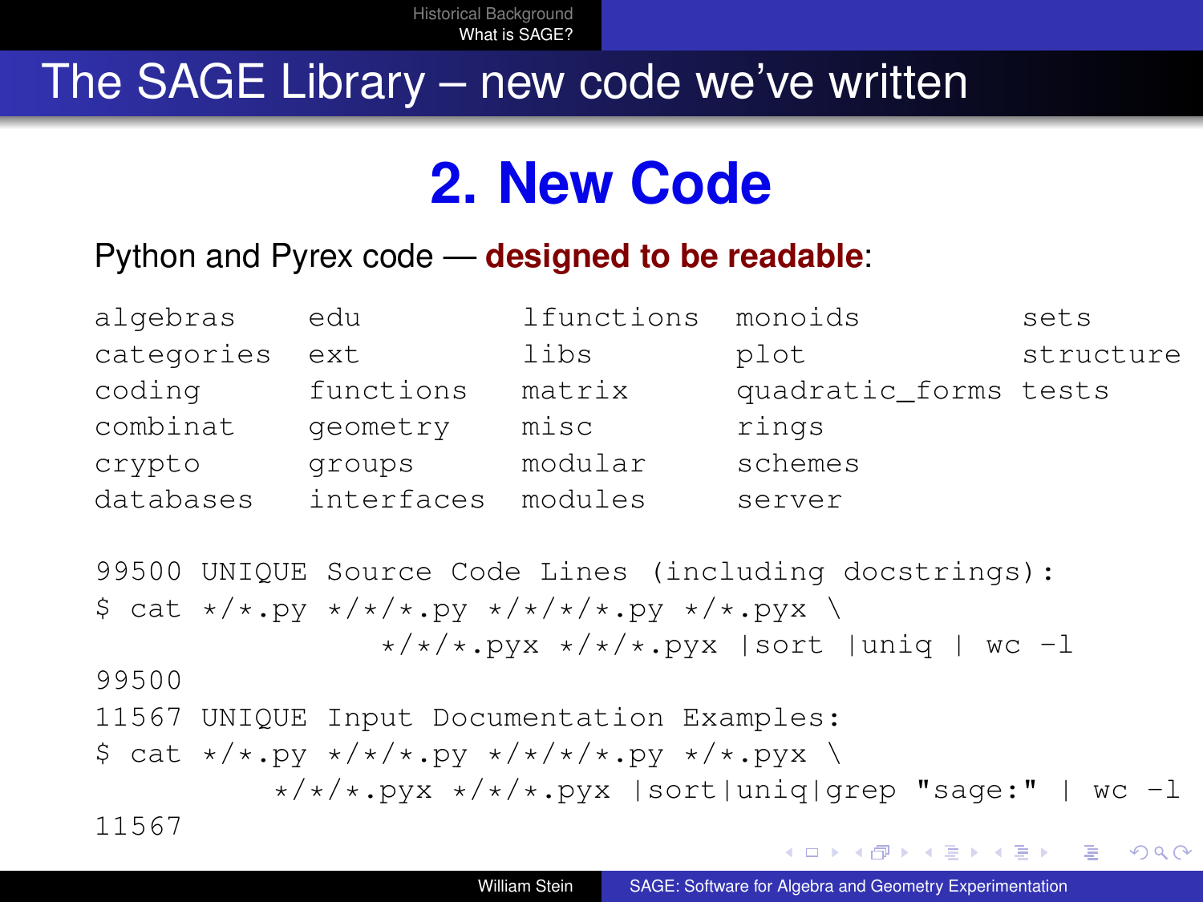# The SAGE Library – new code we've written

## 2. New Code

Python and Pyrex code — **designed to be readable**:

```
algebras     edu          lfunctions   monoids          sets
categories   ext          libs         plot             structure
coding       functions    matrix       quadratic_forms  tests
combinat     geometry     misc         rings
crypto       groups       modular      schemes
databases    interfaces   modules      server
```

```
99500 UNIQUE Source Code Lines (including docstrings):
$ cat */*.py */*/*.py */*/*/*.py */*.pyx \
              */*/*.pyx */*/*.pyx |sort |uniq | wc -l
99500
11567 UNIQUE Input Documentation Examples:
$ cat */*.py */*/*.py */*/*/*.py */*.pyx \
        */*/*.pyx */*/*.pyx |sort|uniq|grep "sage:" | wc -l
11567
```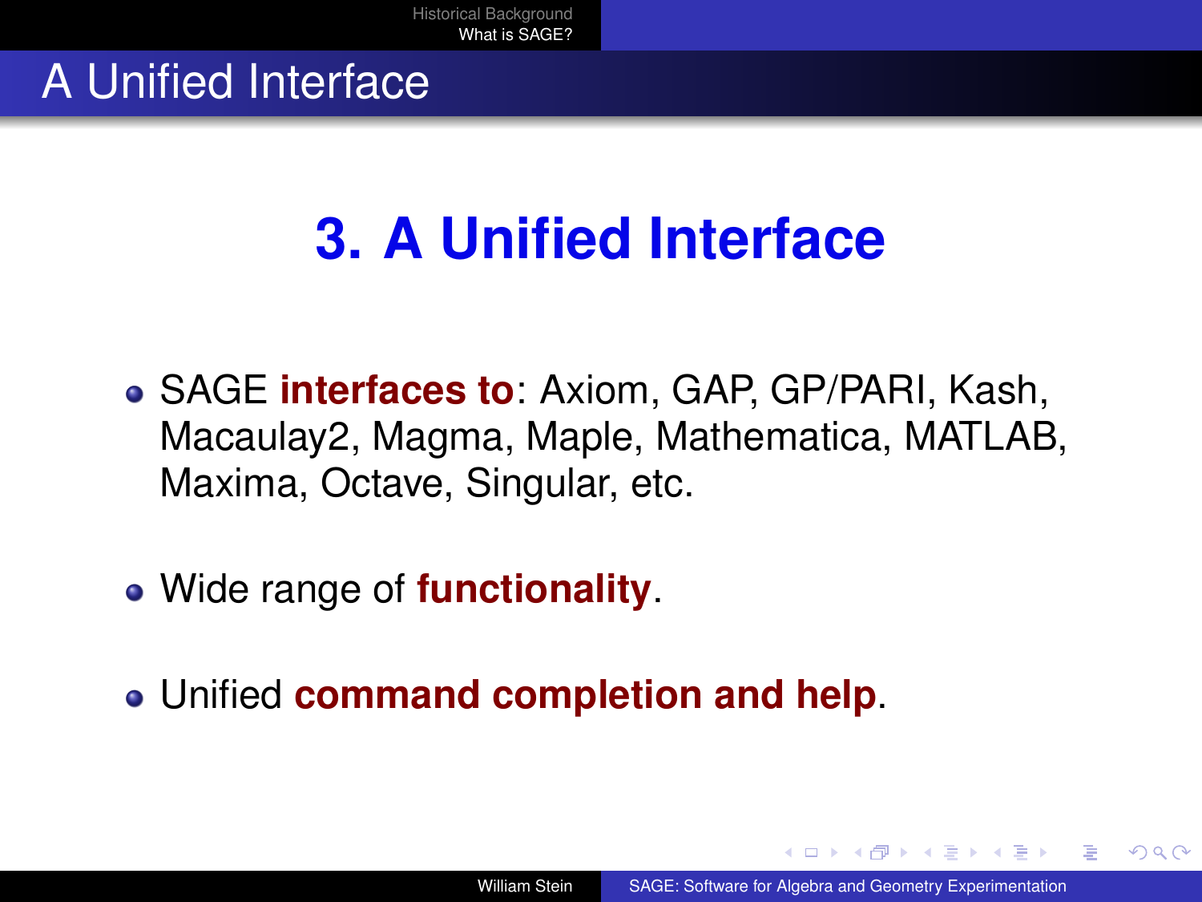# A Unified Interface

## 3. A Unified Interface

- SAGE **interfaces to**: Axiom, GAP, GP/PARI, Kash, Macaulay2, Magma, Maple, Mathematica, MATLAB, Maxima, Octave, Singular, etc.
- Wide range of **functionality**.
- Unified **command completion and help**.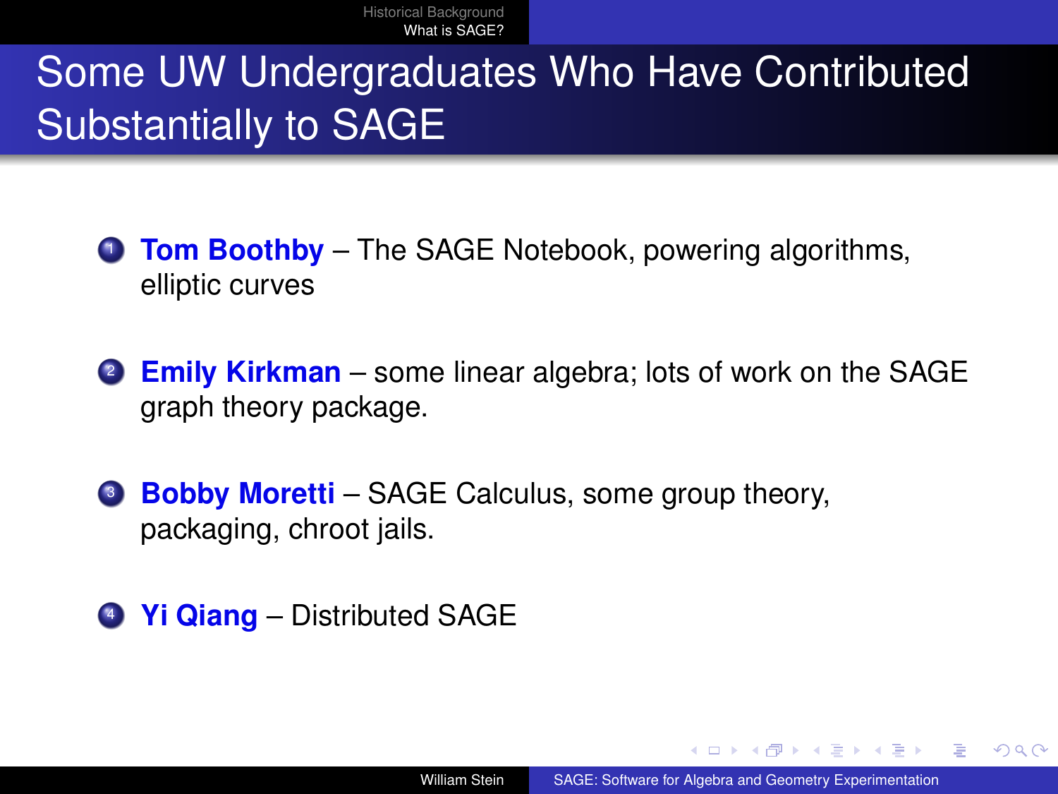# Some UW Undergraduates Who Have Contributed Substantially to SAGE

1. **Tom Boothby** – The SAGE Notebook, powering algorithms, elliptic curves
2. **Emily Kirkman** – some linear algebra; lots of work on the SAGE graph theory package.
3. **Bobby Moretti** – SAGE Calculus, some group theory, packaging, chroot jails.
4. **Yi Qiang** – Distributed SAGE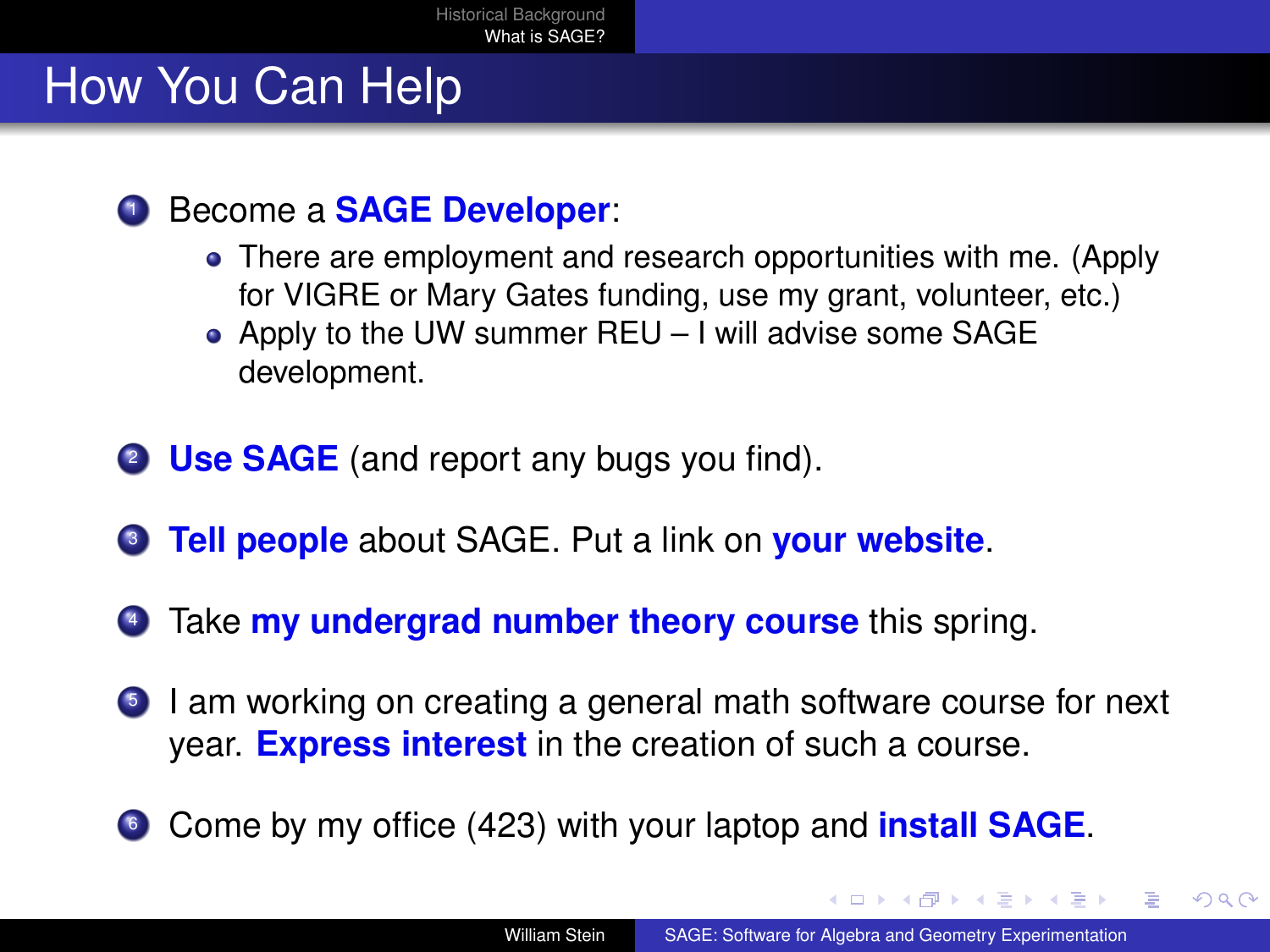# How You Can Help

1. Become a **SAGE Developer**:
   - There are employment and research opportunities with me. (Apply for VIGRE or Mary Gates funding, use my grant, volunteer, etc.)
   - Apply to the UW summer REU – I will advise some SAGE development.
2. **Use SAGE** (and report any bugs you find).
3. **Tell people** about SAGE. Put a link on **your website**.
4. Take **my undergrad number theory course** this spring.
5. I am working on creating a general math software course for next year. **Express interest** in the creation of such a course.
6. Come by my office (423) with your laptop and **install SAGE**.